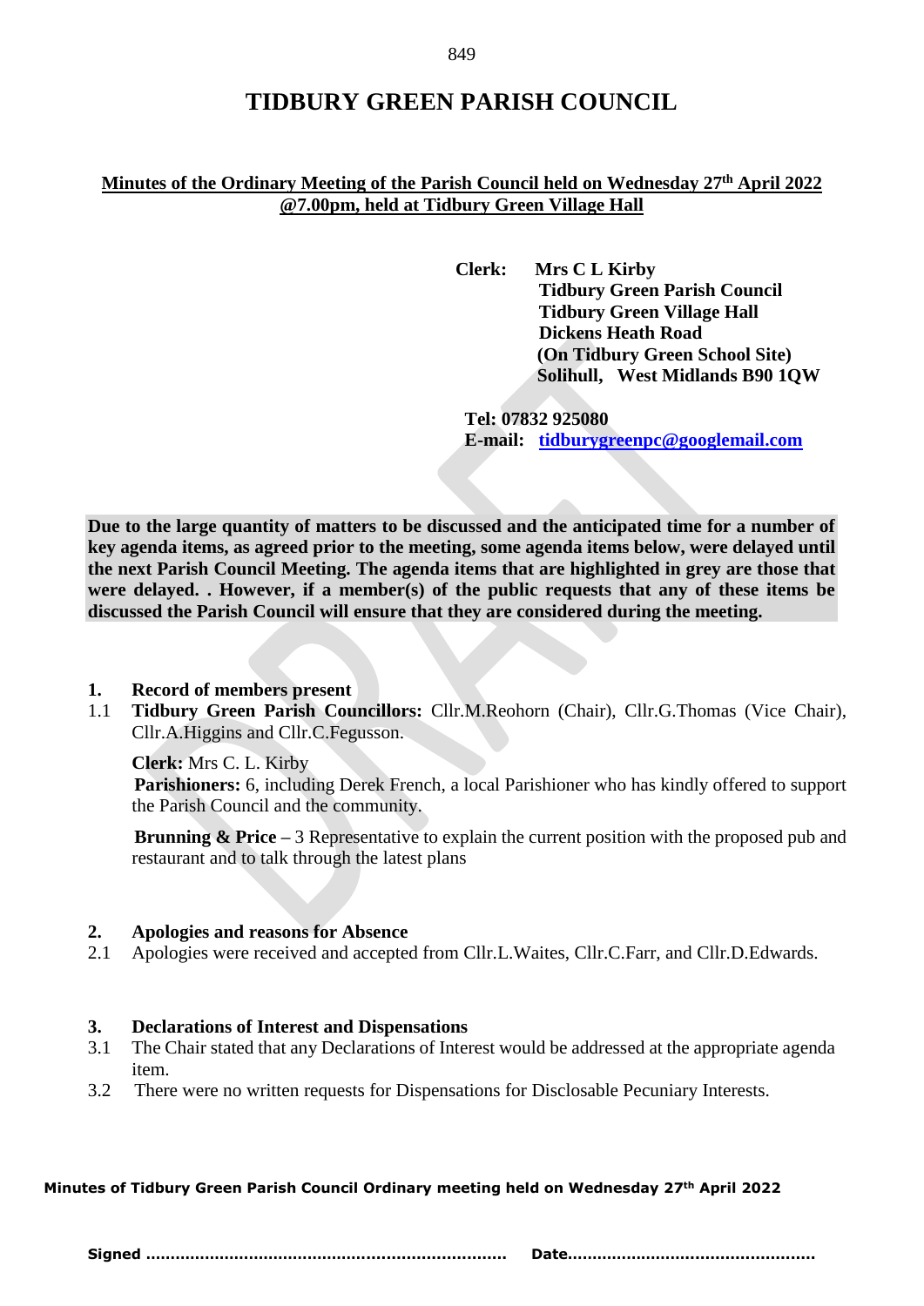# TIDBURY GREEN PARISH COUNCIL

**Minutes of the Ordinary Meeting of the Parish Council held on Wednesday 27th April 2022 @7.00pm, held at Tidbury Green Village Hall**

**Clerk: Mrs C L Kirby**
**Tidbury Green Parish Council**
**Tidbury Green Village Hall**
**Dickens Heath Road**
**(On Tidbury Green School Site)**
**Solihull, West Midlands B90 1QW**

**Tel: 07832 925080**
**E-mail: tidburygreenpc@googlemail.com**

**Due to the large quantity of matters to be discussed and the anticipated time for a number of key agenda items, as agreed prior to the meeting, some agenda items below, were delayed until the next Parish Council Meeting. The agenda items that are highlighted in grey are those that were delayed. . However, if a member(s) of the public requests that any of these items be discussed the Parish Council will ensure that they are considered during the meeting.**

## 1. Record of members present

1.1 **Tidbury Green Parish Councillors:** Cllr.M.Reohorn (Chair), Cllr.G.Thomas (Vice Chair), Cllr.A.Higgins and Cllr.C.Fegusson.

**Clerk:** Mrs C. L. Kirby

**Parishioners:** 6, including Derek French, a local Parishioner who has kindly offered to support the Parish Council and the community.

**Brunning & Price** – 3 Representative to explain the current position with the proposed pub and restaurant and to talk through the latest plans

## 2. Apologies and reasons for Absence

2.1 Apologies were received and accepted from Cllr.L.Waites, Cllr.C.Farr, and Cllr.D.Edwards.

## 3. Declarations of Interest and Dispensations

3.1 The Chair stated that any Declarations of Interest would be addressed at the appropriate agenda item.

3.2 There were no written requests for Dispensations for Disclosable Pecuniary Interests.

**Signed** ………………………………………………………… **Date**……………………………………………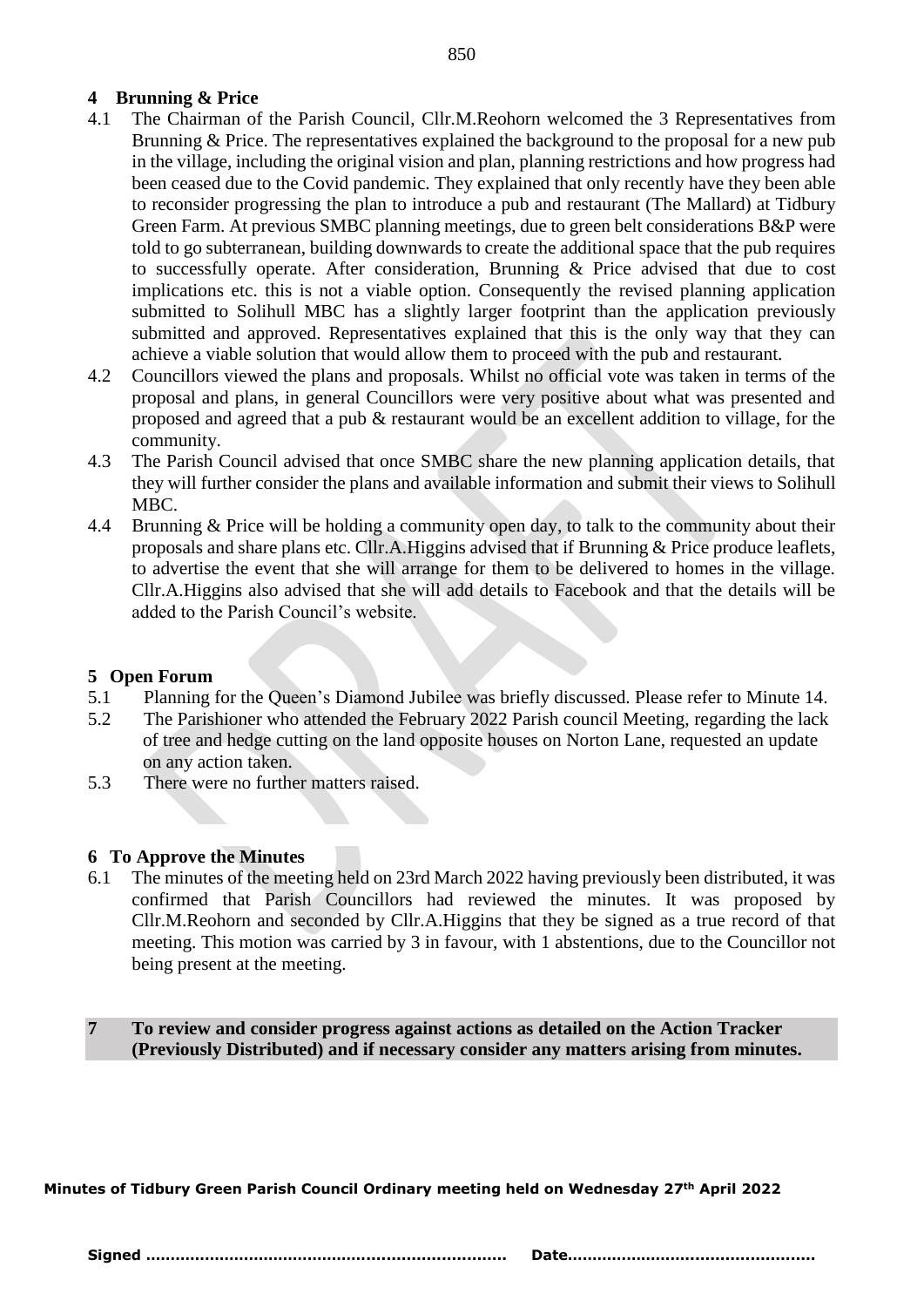## 4 Brunning & Price

4.1 The Chairman of the Parish Council, Cllr.M.Reohorn welcomed the 3 Representatives from Brunning & Price. The representatives explained the background to the proposal for a new pub in the village, including the original vision and plan, planning restrictions and how progress had been ceased due to the Covid pandemic. They explained that only recently have they been able to reconsider progressing the plan to introduce a pub and restaurant (The Mallard) at Tidbury Green Farm. At previous SMBC planning meetings, due to green belt considerations B&P were told to go subterranean, building downwards to create the additional space that the pub requires to successfully operate. After consideration, Brunning & Price advised that due to cost implications etc. this is not a viable option. Consequently the revised planning application submitted to Solihull MBC has a slightly larger footprint than the application previously submitted and approved. Representatives explained that this is the only way that they can achieve a viable solution that would allow them to proceed with the pub and restaurant.

4.2 Councillors viewed the plans and proposals. Whilst no official vote was taken in terms of the proposal and plans, in general Councillors were very positive about what was presented and proposed and agreed that a pub & restaurant would be an excellent addition to village, for the community.

4.3 The Parish Council advised that once SMBC share the new planning application details, that they will further consider the plans and available information and submit their views to Solihull MBC.

4.4 Brunning & Price will be holding a community open day, to talk to the community about their proposals and share plans etc. Cllr.A.Higgins advised that if Brunning & Price produce leaflets, to advertise the event that she will arrange for them to be delivered to homes in the village. Cllr.A.Higgins also advised that she will add details to Facebook and that the details will be added to the Parish Council's website.

## 5 Open Forum

5.1 Planning for the Queen's Diamond Jubilee was briefly discussed. Please refer to Minute 14.

5.2 The Parishioner who attended the February 2022 Parish council Meeting, regarding the lack of tree and hedge cutting on the land opposite houses on Norton Lane, requested an update on any action taken.

5.3 There were no further matters raised.

## 6 To Approve the Minutes

6.1 The minutes of the meeting held on 23rd March 2022 having previously been distributed, it was confirmed that Parish Councillors had reviewed the minutes. It was proposed by Cllr.M.Reohorn and seconded by Cllr.A.Higgins that they be signed as a true record of that meeting. This motion was carried by 3 in favour, with 1 abstentions, due to the Councillor not being present at the meeting.

## 7 To review and consider progress against actions as detailed on the Action Tracker (Previously Distributed) and if necessary consider any matters arising from minutes.

**Minutes of Tidbury Green Parish Council Ordinary meeting held on Wednesday 27th April 2022**

**Signed ……………………………………………………………… Date…………………………………………**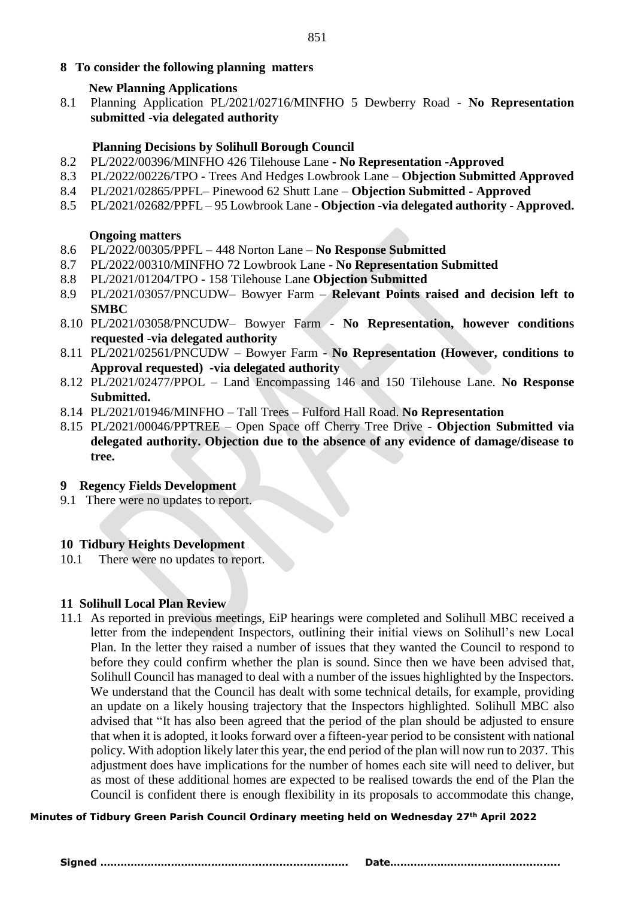## 8 To consider the following planning matters

### New Planning Applications

8.1 Planning Application PL/2021/02716/MINFHO 5 Dewberry Road - **No Representation submitted -via delegated authority**

### Planning Decisions by Solihull Borough Council

8.2 PL/2022/00396/MINFHO 426 Tilehouse Lane **- No Representation -Approved**

8.3 PL/2022/00226/TPO - Trees And Hedges Lowbrook Lane – **Objection Submitted Approved**

8.4 PL/2021/02865/PPFL– Pinewood 62 Shutt Lane – **Objection Submitted - Approved**

8.5 PL/2021/02682/PPFL – 95 Lowbrook Lane - **Objection -via delegated authority - Approved.**

### Ongoing matters

8.6 PL/2022/00305/PPFL – 448 Norton Lane – **No Response Submitted**

8.7 PL/2022/00310/MINFHO 72 Lowbrook Lane - **No Representation Submitted**

8.8 PL/2021/01204/TPO - 158 Tilehouse Lane **Objection Submitted**

8.9 PL/2021/03057/PNCUDW– Bowyer Farm – **Relevant Points raised and decision left to SMBC**

8.10 PL/2021/03058/PNCUDW– Bowyer Farm - **No Representation, however conditions requested -via delegated authority**

8.11 PL/2021/02561/PNCUDW – Bowyer Farm - **No Representation (However, conditions to Approval requested) -via delegated authority**

8.12 PL/2021/02477/PPOL – Land Encompassing 146 and 150 Tilehouse Lane. **No Response Submitted.**

8.14 PL/2021/01946/MINFHO – Tall Trees – Fulford Hall Road. **No Representation**

8.15 PL/2021/00046/PPTREE – Open Space off Cherry Tree Drive - **Objection Submitted via delegated authority. Objection due to the absence of any evidence of damage/disease to tree.**

## 9 Regency Fields Development

9.1 There were no updates to report.

## 10 Tidbury Heights Development

10.1 There were no updates to report.

## 11 Solihull Local Plan Review

11.1 As reported in previous meetings, EiP hearings were completed and Solihull MBC received a letter from the independent Inspectors, outlining their initial views on Solihull's new Local Plan. In the letter they raised a number of issues that they wanted the Council to respond to before they could confirm whether the plan is sound. Since then we have been advised that, Solihull Council has managed to deal with a number of the issues highlighted by the Inspectors. We understand that the Council has dealt with some technical details, for example, providing an update on a likely housing trajectory that the Inspectors highlighted. Solihull MBC also advised that "It has also been agreed that the period of the plan should be adjusted to ensure that when it is adopted, it looks forward over a fifteen-year period to be consistent with national policy. With adoption likely later this year, the end period of the plan will now run to 2037. This adjustment does have implications for the number of homes each site will need to deliver, but as most of these additional homes are expected to be realised towards the end of the Plan the Council is confident there is enough flexibility in its proposals to accommodate this change,

**Minutes of Tidbury Green Parish Council Ordinary meeting held on Wednesday 27th April 2022**

**Signed ………………………………………………………………  Date…………………………………………**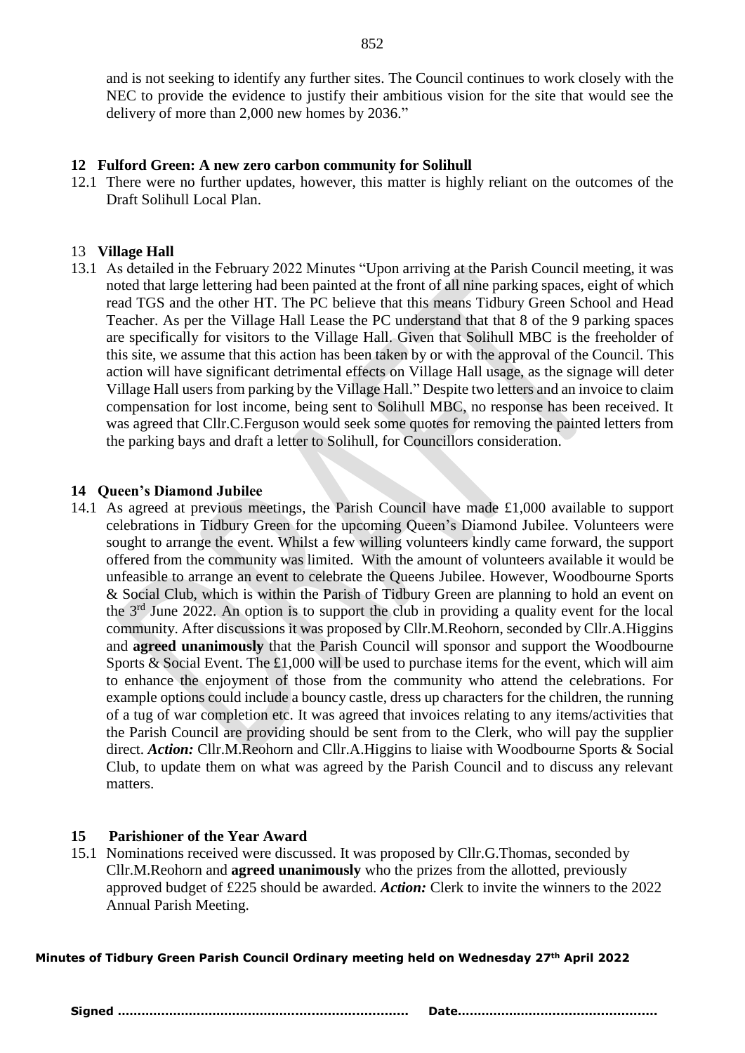and is not seeking to identify any further sites. The Council continues to work closely with the NEC to provide the evidence to justify their ambitious vision for the site that would see the delivery of more than 2,000 new homes by 2036."

### 12 Fulford Green: A new zero carbon community for Solihull

12.1 There were no further updates, however, this matter is highly reliant on the outcomes of the Draft Solihull Local Plan.

### 13 Village Hall

13.1 As detailed in the February 2022 Minutes "Upon arriving at the Parish Council meeting, it was noted that large lettering had been painted at the front of all nine parking spaces, eight of which read TGS and the other HT. The PC believe that this means Tidbury Green School and Head Teacher. As per the Village Hall Lease the PC understand that that 8 of the 9 parking spaces are specifically for visitors to the Village Hall. Given that Solihull MBC is the freeholder of this site, we assume that this action has been taken by or with the approval of the Council. This action will have significant detrimental effects on Village Hall usage, as the signage will deter Village Hall users from parking by the Village Hall." Despite two letters and an invoice to claim compensation for lost income, being sent to Solihull MBC, no response has been received. It was agreed that Cllr.C.Ferguson would seek some quotes for removing the painted letters from the parking bays and draft a letter to Solihull, for Councillors consideration.

### 14 Queen's Diamond Jubilee

14.1 As agreed at previous meetings, the Parish Council have made £1,000 available to support celebrations in Tidbury Green for the upcoming Queen's Diamond Jubilee. Volunteers were sought to arrange the event. Whilst a few willing volunteers kindly came forward, the support offered from the community was limited. With the amount of volunteers available it would be unfeasible to arrange an event to celebrate the Queens Jubilee. However, Woodbourne Sports & Social Club, which is within the Parish of Tidbury Green are planning to hold an event on the 3rd June 2022. An option is to support the club in providing a quality event for the local community. After discussions it was proposed by Cllr.M.Reohorn, seconded by Cllr.A.Higgins and **agreed unanimously** that the Parish Council will sponsor and support the Woodbourne Sports & Social Event. The £1,000 will be used to purchase items for the event, which will aim to enhance the enjoyment of those from the community who attend the celebrations. For example options could include a bouncy castle, dress up characters for the children, the running of a tug of war completion etc. It was agreed that invoices relating to any items/activities that the Parish Council are providing should be sent from to the Clerk, who will pay the supplier direct. ***Action:*** Cllr.M.Reohorn and Cllr.A.Higgins to liaise with Woodbourne Sports & Social Club, to update them on what was agreed by the Parish Council and to discuss any relevant matters.

### 15 Parishioner of the Year Award

15.1 Nominations received were discussed. It was proposed by Cllr.G.Thomas, seconded by Cllr.M.Reohorn and **agreed unanimously** who the prizes from the allotted, previously approved budget of £225 should be awarded. ***Action:*** Clerk to invite the winners to the 2022 Annual Parish Meeting.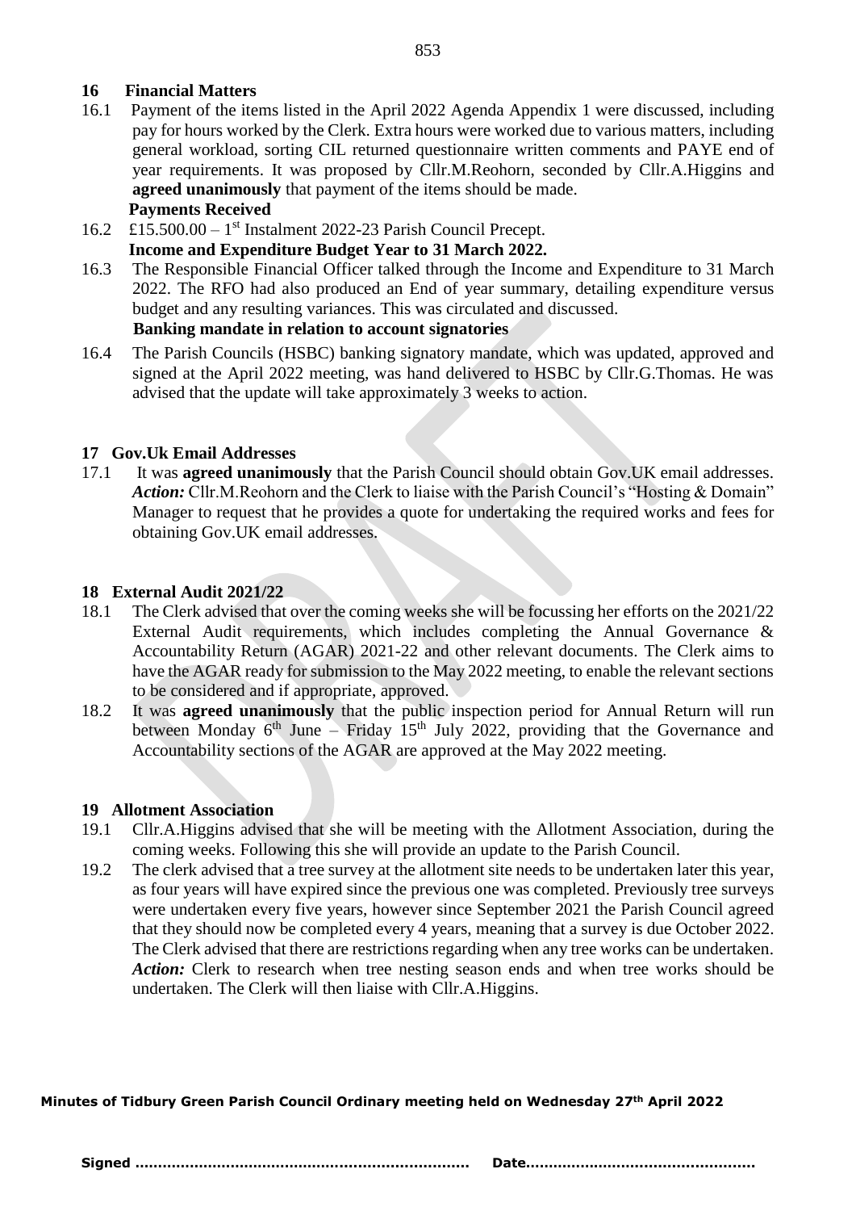## 16 Financial Matters

16.1 Payment of the items listed in the April 2022 Agenda Appendix 1 were discussed, including pay for hours worked by the Clerk. Extra hours were worked due to various matters, including general workload, sorting CIL returned questionnaire written comments and PAYE end of year requirements. It was proposed by Cllr.M.Reohorn, seconded by Cllr.A.Higgins and **agreed unanimously** that payment of the items should be made.

**Payments Received**

16.2 £15.500.00 – 1st Instalment 2022-23 Parish Council Precept.

**Income and Expenditure Budget Year to 31 March 2022.**

16.3 The Responsible Financial Officer talked through the Income and Expenditure to 31 March 2022. The RFO had also produced an End of year summary, detailing expenditure versus budget and any resulting variances. This was circulated and discussed.

**Banking mandate in relation to account signatories**

16.4 The Parish Councils (HSBC) banking signatory mandate, which was updated, approved and signed at the April 2022 meeting, was hand delivered to HSBC by Cllr.G.Thomas. He was advised that the update will take approximately 3 weeks to action.

## 17 Gov.Uk Email Addresses

17.1 It was **agreed unanimously** that the Parish Council should obtain Gov.UK email addresses. ***Action:*** Cllr.M.Reohorn and the Clerk to liaise with the Parish Council's "Hosting & Domain" Manager to request that he provides a quote for undertaking the required works and fees for obtaining Gov.UK email addresses.

## 18 External Audit 2021/22

18.1 The Clerk advised that over the coming weeks she will be focussing her efforts on the 2021/22 External Audit requirements, which includes completing the Annual Governance & Accountability Return (AGAR) 2021-22 and other relevant documents. The Clerk aims to have the AGAR ready for submission to the May 2022 meeting, to enable the relevant sections to be considered and if appropriate, approved.

18.2 It was **agreed unanimously** that the public inspection period for Annual Return will run between Monday 6th June – Friday 15th July 2022, providing that the Governance and Accountability sections of the AGAR are approved at the May 2022 meeting.

## 19 Allotment Association

19.1 Cllr.A.Higgins advised that she will be meeting with the Allotment Association, during the coming weeks. Following this she will provide an update to the Parish Council.

19.2 The clerk advised that a tree survey at the allotment site needs to be undertaken later this year, as four years will have expired since the previous one was completed. Previously tree surveys were undertaken every five years, however since September 2021 the Parish Council agreed that they should now be completed every 4 years, meaning that a survey is due October 2022. The Clerk advised that there are restrictions regarding when any tree works can be undertaken. ***Action:*** Clerk to research when tree nesting season ends and when tree works should be undertaken. The Clerk will then liaise with Cllr.A.Higgins.

**Minutes of Tidbury Green Parish Council Ordinary meeting held on Wednesday 27th April 2022**

**Signed ……………………………………………………………… Date…………………………………………**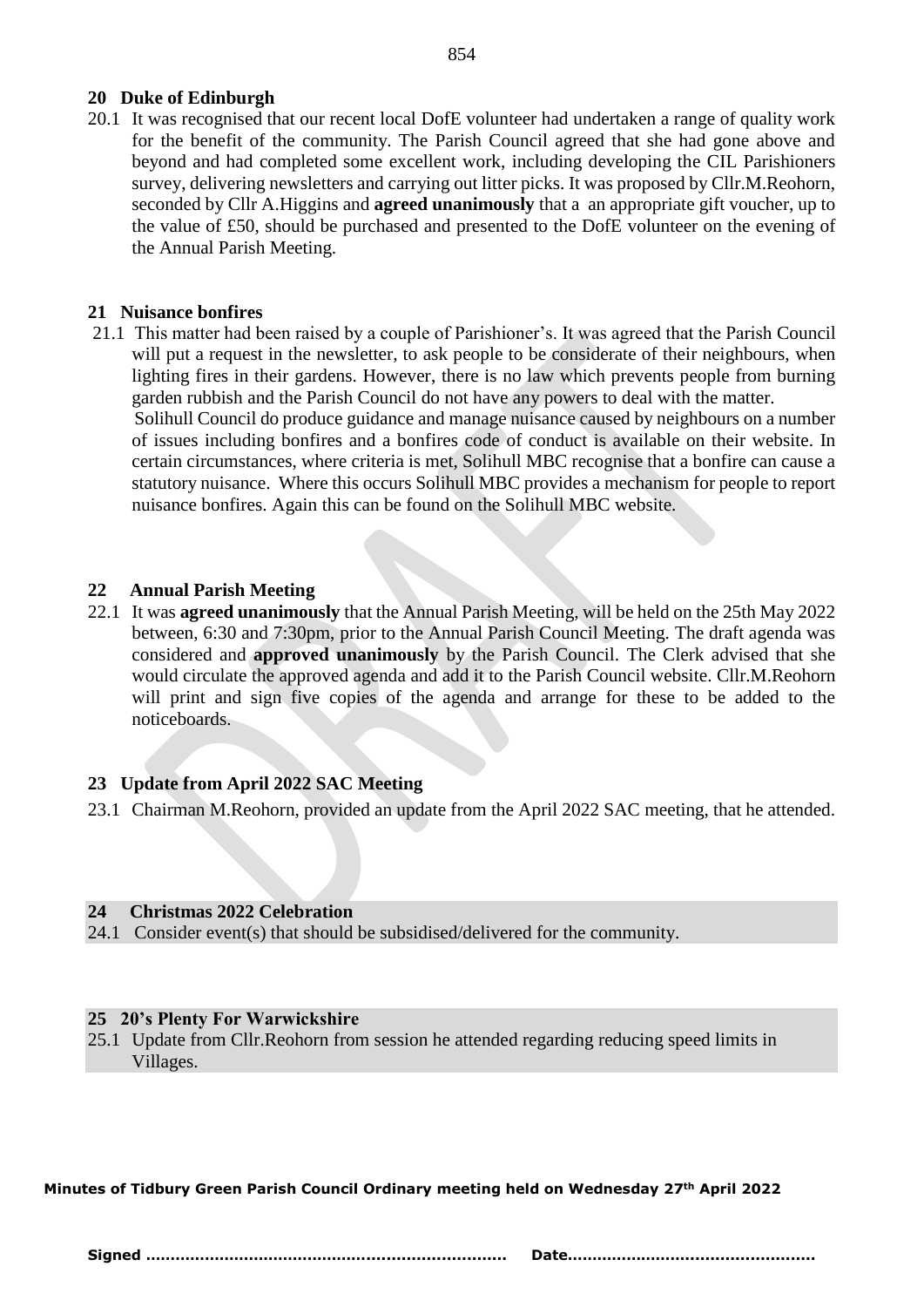## 20 Duke of Edinburgh

20.1 It was recognised that our recent local DofE volunteer had undertaken a range of quality work for the benefit of the community. The Parish Council agreed that she had gone above and beyond and had completed some excellent work, including developing the CIL Parishioners survey, delivering newsletters and carrying out litter picks. It was proposed by Cllr.M.Reohorn, seconded by Cllr A.Higgins and **agreed unanimously** that a an appropriate gift voucher, up to the value of £50, should be purchased and presented to the DofE volunteer on the evening of the Annual Parish Meeting.

## 21 Nuisance bonfires

21.1 This matter had been raised by a couple of Parishioner's. It was agreed that the Parish Council will put a request in the newsletter, to ask people to be considerate of their neighbours, when lighting fires in their gardens. However, there is no law which prevents people from burning garden rubbish and the Parish Council do not have any powers to deal with the matter.
Solihull Council do produce guidance and manage nuisance caused by neighbours on a number of issues including bonfires and a bonfires code of conduct is available on their website. In certain circumstances, where criteria is met, Solihull MBC recognise that a bonfire can cause a statutory nuisance. Where this occurs Solihull MBC provides a mechanism for people to report nuisance bonfires. Again this can be found on the Solihull MBC website.

## 22 Annual Parish Meeting

22.1 It was **agreed unanimously** that the Annual Parish Meeting, will be held on the 25th May 2022 between, 6:30 and 7:30pm, prior to the Annual Parish Council Meeting. The draft agenda was considered and **approved unanimously** by the Parish Council. The Clerk advised that she would circulate the approved agenda and add it to the Parish Council website. Cllr.M.Reohorn will print and sign five copies of the agenda and arrange for these to be added to the noticeboards.

## 23 Update from April 2022 SAC Meeting

23.1 Chairman M.Reohorn, provided an update from the April 2022 SAC meeting, that he attended.

## 24 Christmas 2022 Celebration

24.1 Consider event(s) that should be subsidised/delivered for the community.

## 25 20's Plenty For Warwickshire

25.1 Update from Cllr.Reohorn from session he attended regarding reducing speed limits in Villages.

**Minutes of Tidbury Green Parish Council Ordinary meeting held on Wednesday 27th April 2022**

**Signed ……………………………………………………………… Date……………………………………………**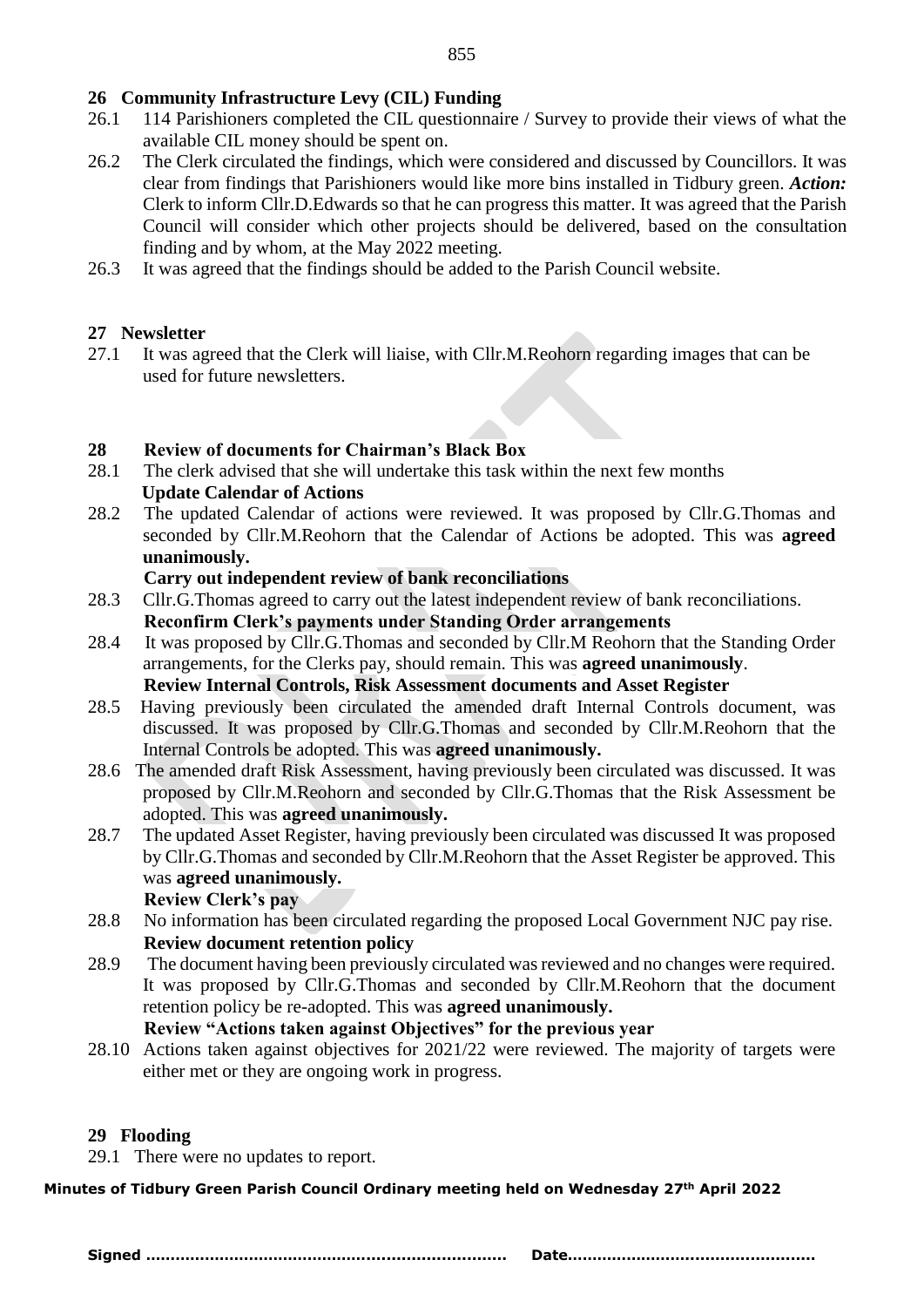## 26 Community Infrastructure Levy (CIL) Funding

26.1 114 Parishioners completed the CIL questionnaire / Survey to provide their views of what the available CIL money should be spent on.

26.2 The Clerk circulated the findings, which were considered and discussed by Councillors. It was clear from findings that Parishioners would like more bins installed in Tidbury green. ***Action:*** Clerk to inform Cllr.D.Edwards so that he can progress this matter. It was agreed that the Parish Council will consider which other projects should be delivered, based on the consultation finding and by whom, at the May 2022 meeting.

26.3 It was agreed that the findings should be added to the Parish Council website.

## 27 Newsletter

27.1 It was agreed that the Clerk will liaise, with Cllr.M.Reohorn regarding images that can be used for future newsletters.

## 28 Review of documents for Chairman's Black Box

28.1 The clerk advised that she will undertake this task within the next few months

**Update Calendar of Actions**

28.2 The updated Calendar of actions were reviewed. It was proposed by Cllr.G.Thomas and seconded by Cllr.M.Reohorn that the Calendar of Actions be adopted. This was **agreed unanimously.**

**Carry out independent review of bank reconciliations**

28.3 Cllr.G.Thomas agreed to carry out the latest independent review of bank reconciliations.

**Reconfirm Clerk's payments under Standing Order arrangements**

28.4 It was proposed by Cllr.G.Thomas and seconded by Cllr.M Reohorn that the Standing Order arrangements, for the Clerks pay, should remain. This was **agreed unanimously**.

**Review Internal Controls, Risk Assessment documents and Asset Register**

28.5 Having previously been circulated the amended draft Internal Controls document, was discussed. It was proposed by Cllr.G.Thomas and seconded by Cllr.M.Reohorn that the Internal Controls be adopted. This was **agreed unanimously.**

28.6 The amended draft Risk Assessment, having previously been circulated was discussed. It was proposed by Cllr.M.Reohorn and seconded by Cllr.G.Thomas that the Risk Assessment be adopted. This was **agreed unanimously.**

28.7 The updated Asset Register, having previously been circulated was discussed It was proposed by Cllr.G.Thomas and seconded by Cllr.M.Reohorn that the Asset Register be approved. This was **agreed unanimously.**

**Review Clerk's pay**

28.8 No information has been circulated regarding the proposed Local Government NJC pay rise.

**Review document retention policy**

28.9 The document having been previously circulated was reviewed and no changes were required. It was proposed by Cllr.G.Thomas and seconded by Cllr.M.Reohorn that the document retention policy be re-adopted. This was **agreed unanimously.**

**Review "Actions taken against Objectives" for the previous year**

28.10 Actions taken against objectives for 2021/22 were reviewed. The majority of targets were either met or they are ongoing work in progress.

## 29 Flooding

29.1 There were no updates to report.

**Minutes of Tidbury Green Parish Council Ordinary meeting held on Wednesday 27th April 2022**

**Signed ………………………………………………………………… Date…………………………………………**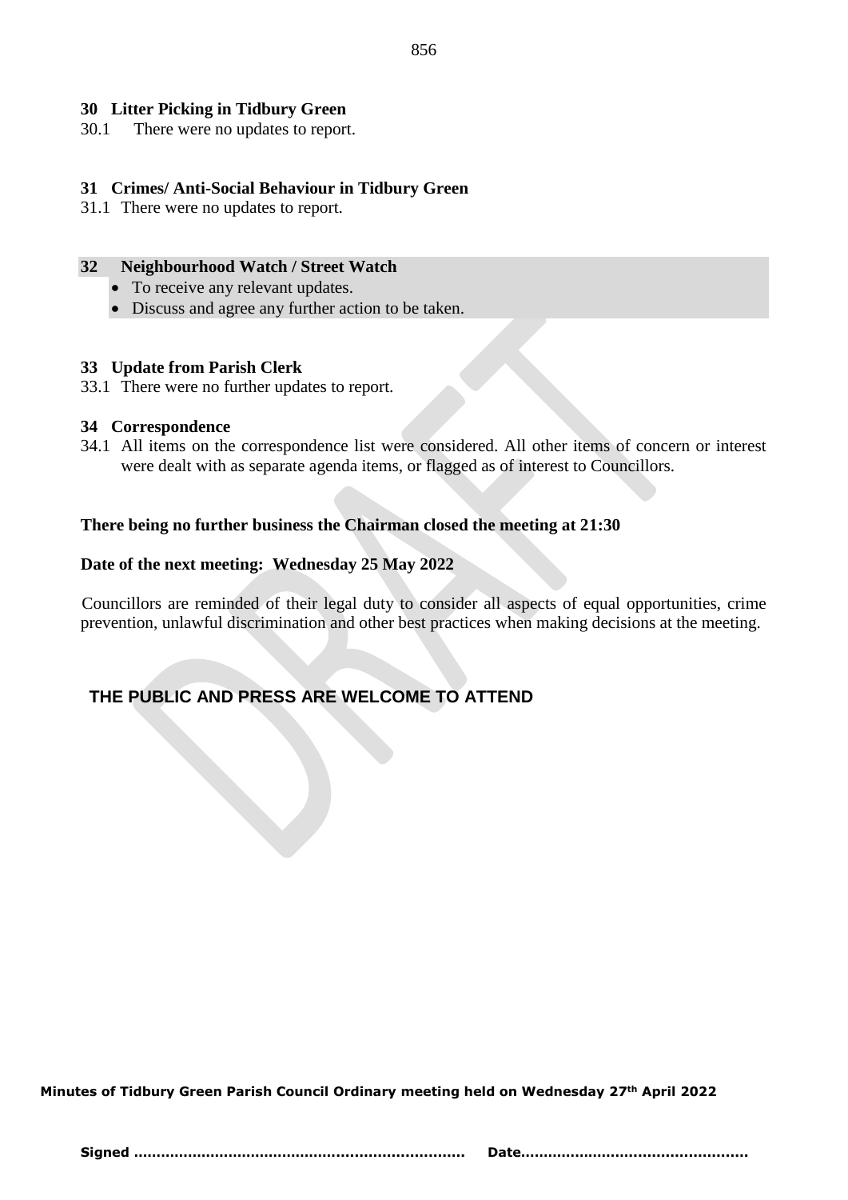### 30 Litter Picking in Tidbury Green

30.1 There were no updates to report.

### 31 Crimes/ Anti-Social Behaviour in Tidbury Green

31.1 There were no updates to report.

### 32 Neighbourhood Watch / Street Watch

- To receive any relevant updates.
- Discuss and agree any further action to be taken.

### 33 Update from Parish Clerk

33.1 There were no further updates to report.

### 34 Correspondence

34.1 All items on the correspondence list were considered. All other items of concern or interest were dealt with as separate agenda items, or flagged as of interest to Councillors.

**There being no further business the Chairman closed the meeting at 21:30**

**Date of the next meeting: Wednesday 25 May 2022**

Councillors are reminded of their legal duty to consider all aspects of equal opportunities, crime prevention, unlawful discrimination and other best practices when making decisions at the meeting.

**THE PUBLIC AND PRESS ARE WELCOME TO ATTEND**

**Minutes of Tidbury Green Parish Council Ordinary meeting held on Wednesday 27th April 2022**

**Signed ……………………………………………………………… Date…………………………………………**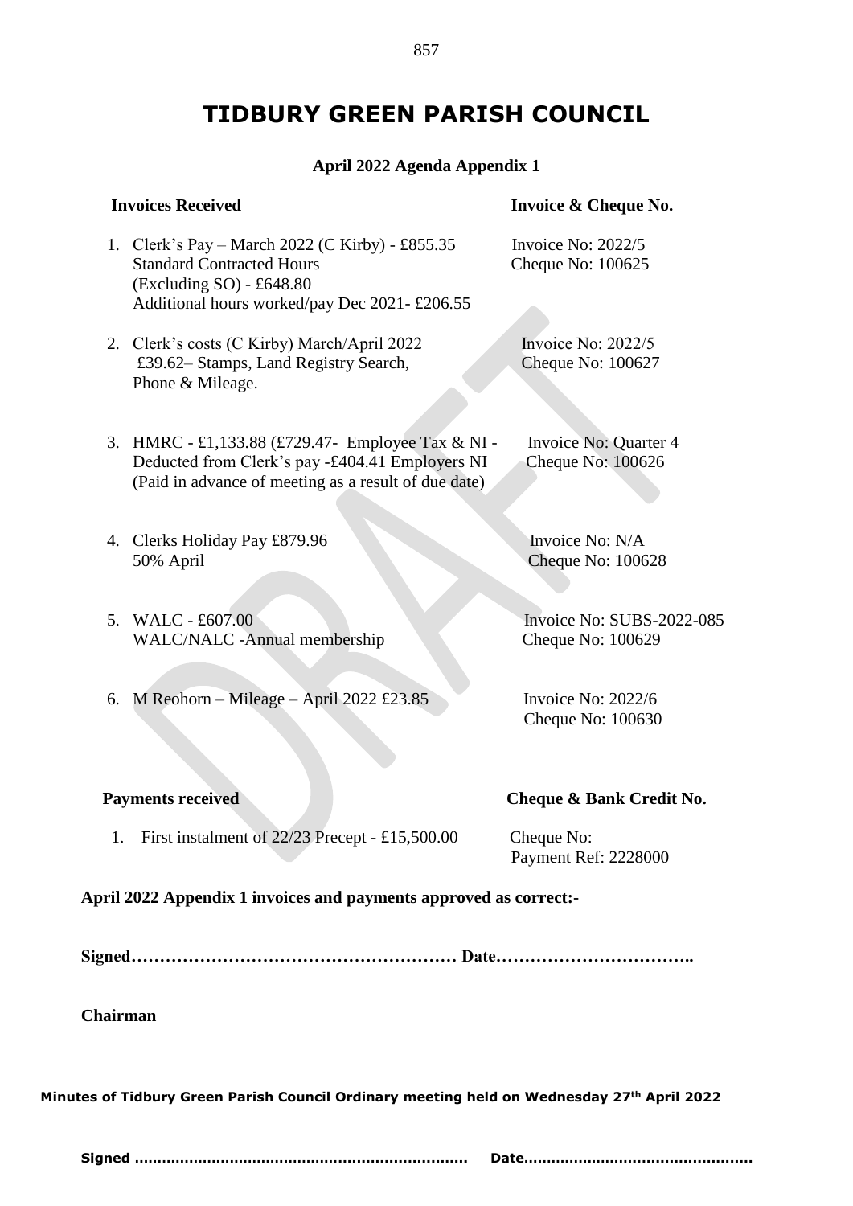# TIDBURY GREEN PARISH COUNCIL

**April 2022 Agenda Appendix 1**

| **Invoices Received** | **Invoice & Cheque No.** |
|---|---|
| 1. Clerk's Pay – March 2022 (C Kirby) - £855.35<br>Standard Contracted Hours<br>(Excluding SO) - £648.80<br>Additional hours worked/pay Dec 2021- £206.55 | Invoice No: 2022/5<br>Cheque No: 100625 |
| 2. Clerk's costs (C Kirby) March/April 2022<br>£39.62– Stamps, Land Registry Search,<br>Phone & Mileage. | Invoice No: 2022/5<br>Cheque No: 100627 |
| 3. HMRC - £1,133.88 (£729.47- Employee Tax & NI - Deducted from Clerk's pay -£404.41 Employers NI<br>(Paid in advance of meeting as a result of due date) | Invoice No: Quarter 4<br>Cheque No: 100626 |
| 4. Clerks Holiday Pay £879.96<br>50% April | Invoice No: N/A<br>Cheque No: 100628 |
| 5. WALC - £607.00<br>WALC/NALC -Annual membership | Invoice No: SUBS-2022-085<br>Cheque No: 100629 |
| 6. M Reohorn – Mileage – April 2022 £23.85 | Invoice No: 2022/6<br>Cheque No: 100630 |

| **Payments received** | **Cheque & Bank Credit No.** |
|---|---|
| 1. First instalment of 22/23 Precept - £15,500.00 | Cheque No:<br>Payment Ref: 2228000 |

**April 2022 Appendix 1 invoices and payments approved as correct:-**

**Signed………………………………………………… Date……………………………..**

**Chairman**

**Minutes of Tidbury Green Parish Council Ordinary meeting held on Wednesday 27th April 2022**

**Signed ……………………………………………………………… Date…………………………………………**